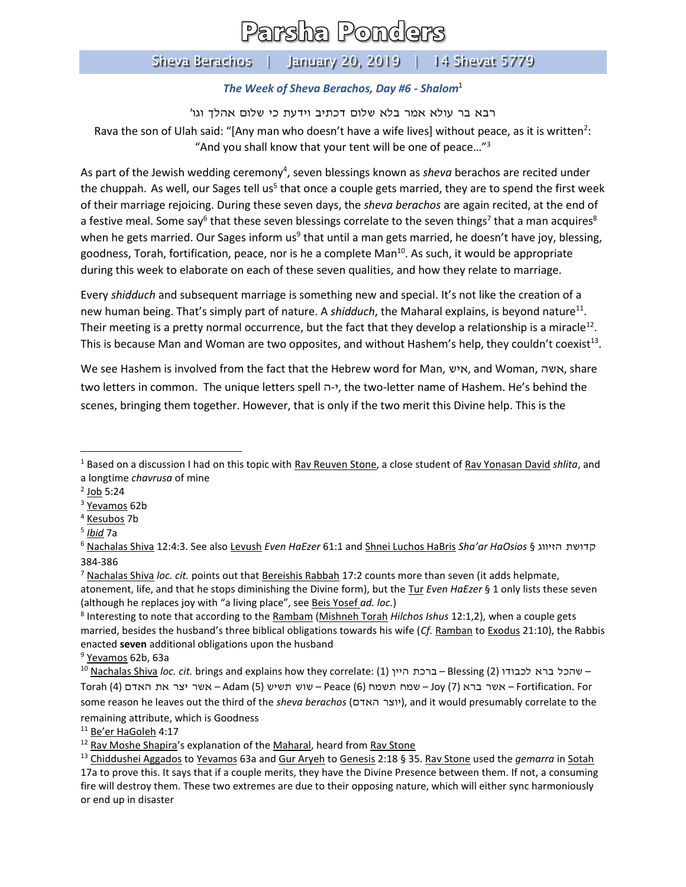# Parsha Ponders

## Sheva Berachos | January 20, 2019 | 14 Shevat 5779

### *The Week of Sheva Berachos, Day #6 - Shalom*[1]

רבא בר עולא אמר בלא שלום דכתיב וידעת כי שלום אהלך וגו'

Rava the son of Ulah said: "[Any man who doesn't have a wife lives] without peace, as it is written[2]: "And you shall know that your tent will be one of peace…"[3]

As part of the Jewish wedding ceremony[4], seven blessings known as *sheva* berachos are recited under the chuppah. As well, our Sages tell us[5] that once a couple gets married, they are to spend the first week of their marriage rejoicing. During these seven days, the *sheva berachos* are again recited, at the end of a festive meal. Some say[6] that these seven blessings correlate to the seven things[7] that a man acquires[8] when he gets married. Our Sages inform us[9] that until a man gets married, he doesn't have joy, blessing, goodness, Torah, fortification, peace, nor is he a complete Man[10]. As such, it would be appropriate during this week to elaborate on each of these seven qualities, and how they relate to marriage.

Every *shidduch* and subsequent marriage is something new and special. It's not like the creation of a new human being. That's simply part of nature. A *shidduch*, the Maharal explains, is beyond nature[11]. Their meeting is a pretty normal occurrence, but the fact that they develop a relationship is a miracle[12]. This is because Man and Woman are two opposites, and without Hashem's help, they couldn't coexist[13].

We see Hashem is involved from the fact that the Hebrew word for Man, איש, and Woman, אשה, share two letters in common. The unique letters spell י-ה, the two-letter name of Hashem. He's behind the scenes, bringing them together. However, that is only if the two merit this Divine help. This is the

---

[1] Based on a discussion I had on this topic with Rav Reuven Stone, a close student of Rav Yonasan David *shlita*, and a longtime *chavrusa* of mine

[2] Job 5:24

[3] Yevamos 62b

[4] Kesubos 7b

[5] *Ibid* 7a

[6] Nachalas Shiva 12:4:3. See also Levush *Even HaEzer* 61:1 and Shnei Luchos HaBris *Sha'ar HaOsios* § קדושת הזיווג 384-386

[7] Nachalas Shiva *loc. cit.* points out that Bereishis Rabbah 17:2 counts more than seven (it adds helpmate, atonement, life, and that he stops diminishing the Divine form), but the Tur *Even HaEzer* § 1 only lists these seven (although he replaces joy with "a living place", see Beis Yosef *ad. loc.*)

[8] Interesting to note that according to the Rambam (Mishneh Torah *Hilchos Ishus* 12:1,2), when a couple gets married, besides the husband's three biblical obligations towards his wife (*Cf.* Ramban to Exodus 21:10), the Rabbis enacted **seven** additional obligations upon the husband

[9] Yevamos 62b, 63a

[10] Nachalas Shiva *loc. cit.* brings and explains how they correlate: (1) ברכת היין – Blessing (2) שהכל ברא לכבודו – Torah (4) אשר יצר את האדם – Adam (5) שוש תשיש – Peace (6) שמח תשמח – Joy (7) אשר ברא – Fortification. For some reason he leaves out the third of the *sheva berachos* (יוצר האדם), and it would presumably correlate to the remaining attribute, which is Goodness

[11] Be'er HaGoleh 4:17

[12] Rav Moshe Shapira's explanation of the Maharal, heard from Rav Stone

[13] Chiddushei Aggados to Yevamos 63a and Gur Aryeh to Genesis 2:18 § 35. Rav Stone used the *gemarra* in Sotah 17a to prove this. It says that if a couple merits, they have the Divine Presence between them. If not, a consuming fire will destroy them. These two extremes are due to their opposing nature, which will either sync harmoniously or end up in disaster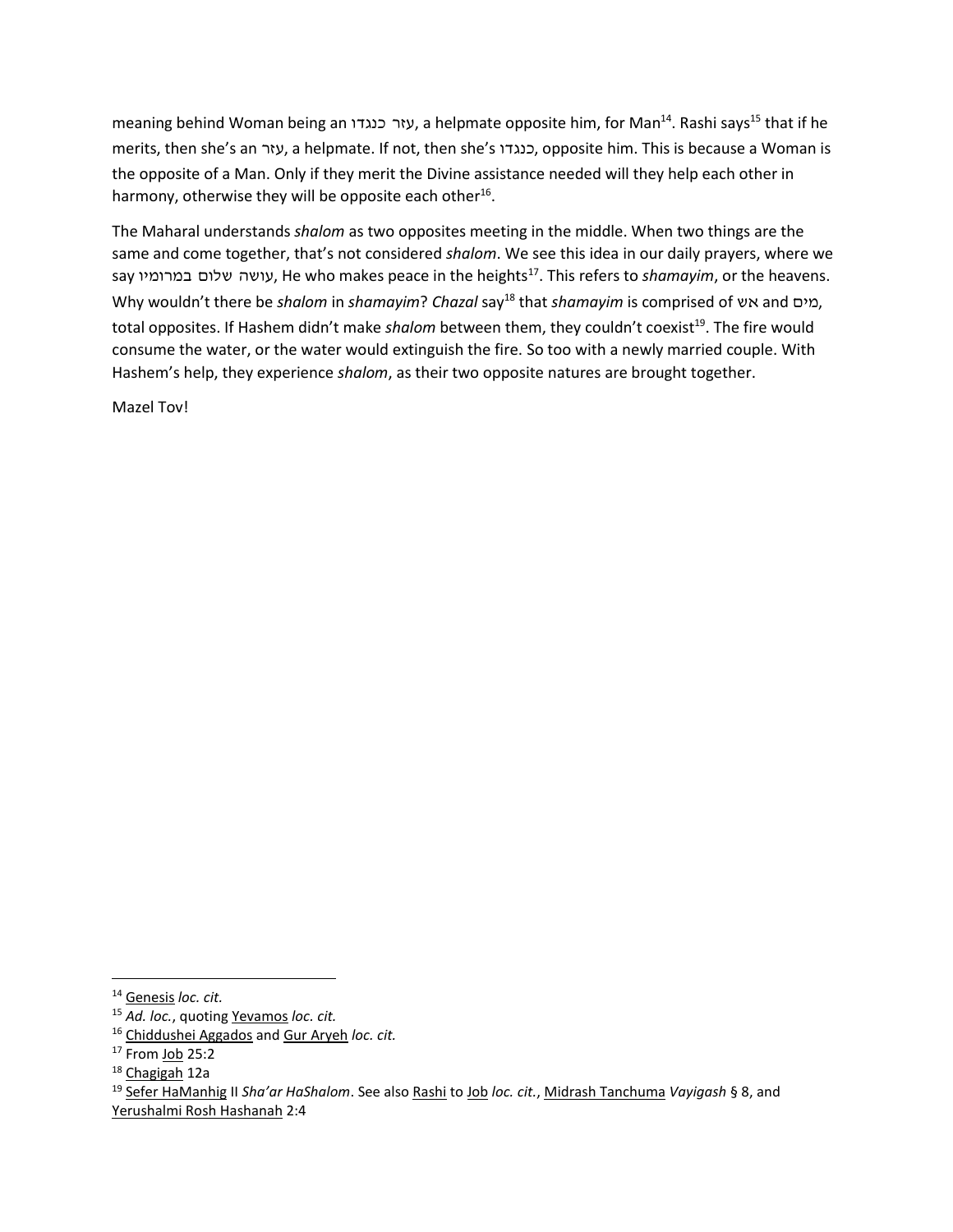meaning behind Woman being an עזר כנגדו, a helpmate opposite him, for Man[14]. Rashi says[15] that if he merits, then she's an עזר, a helpmate. If not, then she's כנגדו, opposite him. This is because a Woman is the opposite of a Man. Only if they merit the Divine assistance needed will they help each other in harmony, otherwise they will be opposite each other[16].

The Maharal understands *shalom* as two opposites meeting in the middle. When two things are the same and come together, that's not considered *shalom*. We see this idea in our daily prayers, where we say עושה שלום במרומיו, He who makes peace in the heights[17]. This refers to *shamayim*, or the heavens. Why wouldn't there be *shalom* in *shamayim*? *Chazal* say[18] that *shamayim* is comprised of אש and מים, total opposites. If Hashem didn't make *shalom* between them, they couldn't coexist[19]. The fire would consume the water, or the water would extinguish the fire. So too with a newly married couple. With Hashem's help, they experience *shalom*, as their two opposite natures are brought together.

Mazel Tov!

---

[14] Genesis *loc. cit.*

[15] *Ad. loc.*, quoting Yevamos *loc. cit.*

[16] Chiddushei Aggados and Gur Aryeh *loc. cit.*

[17] From Job 25:2

[18] Chagigah 12a

[19] Sefer HaManhig II *Sha'ar HaShalom*. See also Rashi to Job *loc. cit.*, Midrash Tanchuma *Vayigash* § 8, and Yerushalmi Rosh Hashanah 2:4